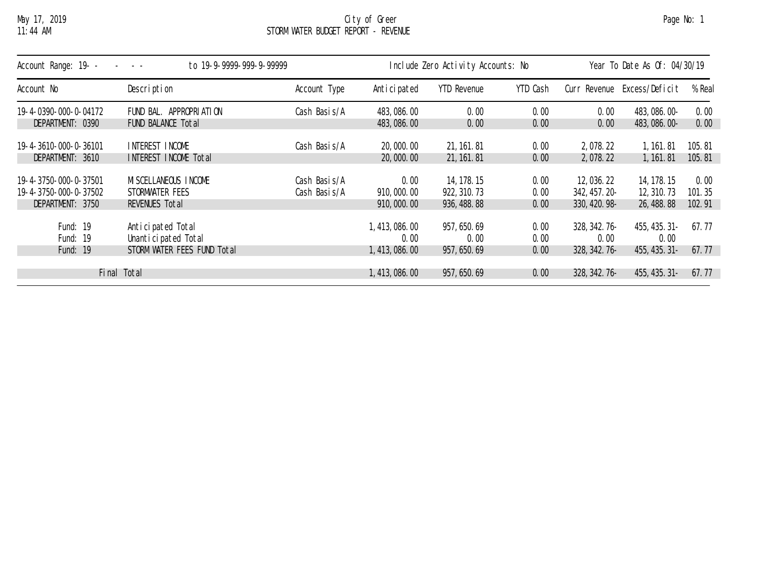May 17, 2019
11:44 AM

# City of Greer
## STORM WATER BUDGET REPORT - REVENUE

Account Range: 19- - - - - to 19-9-9999-999-9-99999 | Include Zero Activity Accounts: No | Year To Date As Of: 04/30/19

| Account No | Description | Account Type | Anticipated | YTD Revenue | YTD Cash | Curr Revenue | Excess/Deficit | % Real |
|---|---|---|---|---|---|---|---|---|
| 19-4-0390-000-0-04172 | FUND BAL. APPROPRIATION | Cash Basis/A | 483,086.00 | 0.00 | 0.00 | 0.00 | 483,086.00- | 0.00 |
| DEPARTMENT: 0390 | FUND BALANCE Total | | 483,086.00 | 0.00 | 0.00 | 0.00 | 483,086.00- | 0.00 |
| 19-4-3610-000-0-36101 | INTEREST INCOME | Cash Basis/A | 20,000.00 | 21,161.81 | 0.00 | 2,078.22 | 1,161.81 | 105.81 |
| DEPARTMENT: 3610 | INTEREST INCOME Total | | 20,000.00 | 21,161.81 | 0.00 | 2,078.22 | 1,161.81 | 105.81 |
| 19-4-3750-000-0-37501 | MISCELLANEOUS INCOME | Cash Basis/A | 0.00 | 14,178.15 | 0.00 | 12,036.22 | 14,178.15 | 0.00 |
| 19-4-3750-000-0-37502 | STORMWATER FEES | Cash Basis/A | 910,000.00 | 922,310.73 | 0.00 | 342,457.20- | 12,310.73 | 101.35 |
| DEPARTMENT: 3750 | REVENUES Total | | 910,000.00 | 936,488.88 | 0.00 | 330,420.98- | 26,488.88 | 102.91 |
| Fund: 19 | Anticipated Total | | 1,413,086.00 | 957,650.69 | 0.00 | 328,342.76- | 455,435.31- | 67.77 |
| Fund: 19 | Unanticipated Total | | 0.00 | 0.00 | 0.00 | 0.00 | 0.00 | |
| Fund: 19 | STORM WATER FEES FUND Total | | 1,413,086.00 | 957,650.69 | 0.00 | 328,342.76- | 455,435.31- | 67.77 |
| Final Total | | | 1,413,086.00 | 957,650.69 | 0.00 | 328,342.76- | 455,435.31- | 67.77 |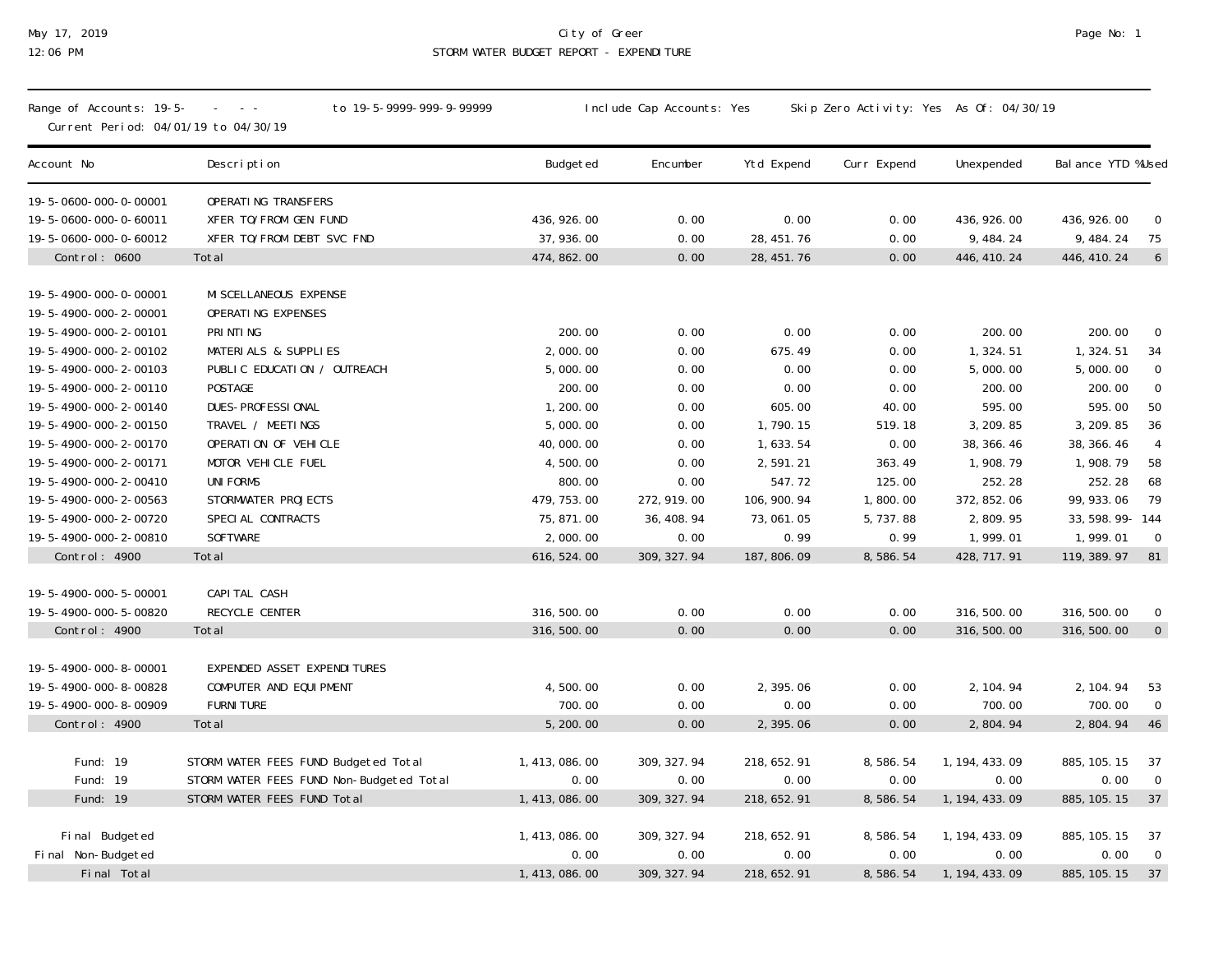May 17, 2019
12:06 PM

City of Greer
STORM WATER BUDGET REPORT - EXPENDITURE

Range of Accounts: 19-5- - - - to 19-5-9999-999-9-99999 Include Cap Accounts: Yes Skip Zero Activity: Yes As Of: 04/30/19
Current Period: 04/01/19 to 04/30/19

| Account No | Description | Budgeted | Encumber | Ytd Expend | Curr Expend | Unexpended | Balance YTD | %Used |
|---|---|---|---|---|---|---|---|---|
| 19-5-0600-000-0-00001 | OPERATING TRANSFERS | | | | | | | |
| 19-5-0600-000-0-60011 | XFER TO/FROM GEN FUND | 436,926.00 | 0.00 | 0.00 | 0.00 | 436,926.00 | 436,926.00 | 0 |
| 19-5-0600-000-0-60012 | XFER TO/FROM DEBT SVC FND | 37,936.00 | 0.00 | 28,451.76 | 0.00 | 9,484.24 | 9,484.24 | 75 |
| Control: 0600 | Total | 474,862.00 | 0.00 | 28,451.76 | 0.00 | 446,410.24 | 446,410.24 | 6 |
| 19-5-4900-000-0-00001 | MISCELLANEOUS EXPENSE | | | | | | | |
| 19-5-4900-000-2-00001 | OPERATING EXPENSES | | | | | | | |
| 19-5-4900-000-2-00101 | PRINTING | 200.00 | 0.00 | 0.00 | 0.00 | 200.00 | 200.00 | 0 |
| 19-5-4900-000-2-00102 | MATERIALS & SUPPLIES | 2,000.00 | 0.00 | 675.49 | 0.00 | 1,324.51 | 1,324.51 | 34 |
| 19-5-4900-000-2-00103 | PUBLIC EDUCATION / OUTREACH | 5,000.00 | 0.00 | 0.00 | 0.00 | 5,000.00 | 5,000.00 | 0 |
| 19-5-4900-000-2-00110 | POSTAGE | 200.00 | 0.00 | 0.00 | 0.00 | 200.00 | 200.00 | 0 |
| 19-5-4900-000-2-00140 | DUES-PROFESSIONAL | 1,200.00 | 0.00 | 605.00 | 40.00 | 595.00 | 595.00 | 50 |
| 19-5-4900-000-2-00150 | TRAVEL / MEETINGS | 5,000.00 | 0.00 | 1,790.15 | 519.18 | 3,209.85 | 3,209.85 | 36 |
| 19-5-4900-000-2-00170 | OPERATION OF VEHICLE | 40,000.00 | 0.00 | 1,633.54 | 0.00 | 38,366.46 | 38,366.46 | 4 |
| 19-5-4900-000-2-00171 | MOTOR VEHICLE FUEL | 4,500.00 | 0.00 | 2,591.21 | 363.49 | 1,908.79 | 1,908.79 | 58 |
| 19-5-4900-000-2-00410 | UNIFORMS | 800.00 | 0.00 | 547.72 | 125.00 | 252.28 | 252.28 | 68 |
| 19-5-4900-000-2-00563 | STORMWATER PROJECTS | 479,753.00 | 272,919.00 | 106,900.94 | 1,800.00 | 372,852.06 | 99,933.06 | 79 |
| 19-5-4900-000-2-00720 | SPECIAL CONTRACTS | 75,871.00 | 36,408.94 | 73,061.05 | 5,737.88 | 2,809.95 | 33,598.99- | 144 |
| 19-5-4900-000-2-00810 | SOFTWARE | 2,000.00 | 0.00 | 0.99 | 0.99 | 1,999.01 | 1,999.01 | 0 |
| Control: 4900 | Total | 616,524.00 | 309,327.94 | 187,806.09 | 8,586.54 | 428,717.91 | 119,389.97 | 81 |
| 19-5-4900-000-5-00001 | CAPITAL CASH | | | | | | | |
| 19-5-4900-000-5-00820 | RECYCLE CENTER | 316,500.00 | 0.00 | 0.00 | 0.00 | 316,500.00 | 316,500.00 | 0 |
| Control: 4900 | Total | 316,500.00 | 0.00 | 0.00 | 0.00 | 316,500.00 | 316,500.00 | 0 |
| 19-5-4900-000-8-00001 | EXPENDED ASSET EXPENDITURES | | | | | | | |
| 19-5-4900-000-8-00828 | COMPUTER AND EQUIPMENT | 4,500.00 | 0.00 | 2,395.06 | 0.00 | 2,104.94 | 2,104.94 | 53 |
| 19-5-4900-000-8-00909 | FURNITURE | 700.00 | 0.00 | 0.00 | 0.00 | 700.00 | 700.00 | 0 |
| Control: 4900 | Total | 5,200.00 | 0.00 | 2,395.06 | 0.00 | 2,804.94 | 2,804.94 | 46 |
| Fund: 19 | STORM WATER FEES FUND Budgeted Total | 1,413,086.00 | 309,327.94 | 218,652.91 | 8,586.54 | 1,194,433.09 | 885,105.15 | 37 |
| Fund: 19 | STORM WATER FEES FUND Non-Budgeted Total | 0.00 | 0.00 | 0.00 | 0.00 | 0.00 | 0.00 | 0 |
| Fund: 19 | STORM WATER FEES FUND Total | 1,413,086.00 | 309,327.94 | 218,652.91 | 8,586.54 | 1,194,433.09 | 885,105.15 | 37 |
| Final Budgeted | | 1,413,086.00 | 309,327.94 | 218,652.91 | 8,586.54 | 1,194,433.09 | 885,105.15 | 37 |
| Final Non-Budgeted | | 0.00 | 0.00 | 0.00 | 0.00 | 0.00 | 0.00 | 0 |
| Final Total | | 1,413,086.00 | 309,327.94 | 218,652.91 | 8,586.54 | 1,194,433.09 | 885,105.15 | 37 |